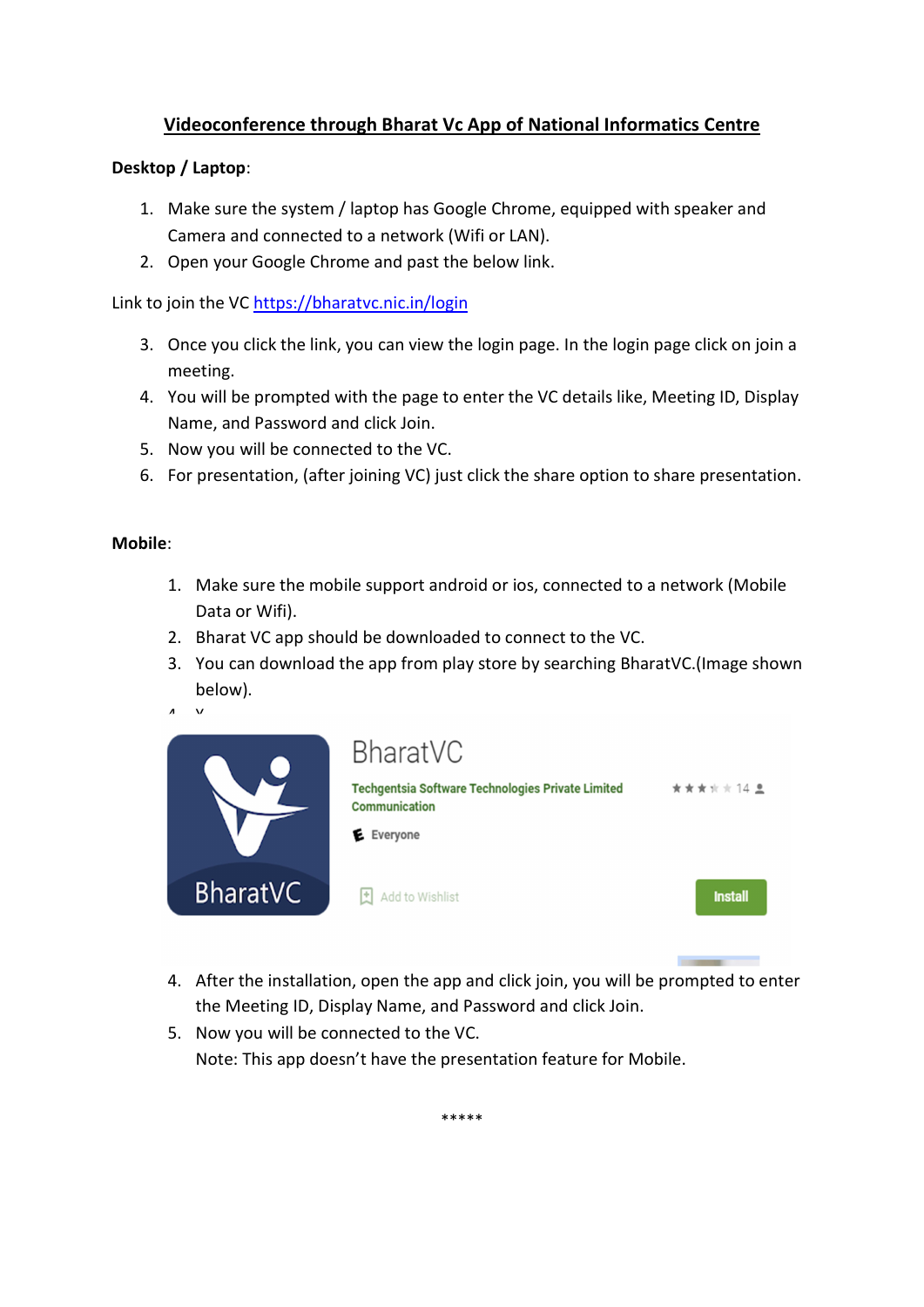# Videoconference through Bharat Vc App of National Informatics Centre

**Desktop / Laptop**:

1. Make sure the system / laptop has Google Chrome, equipped with speaker and Camera and connected to a network (Wifi or LAN).
2. Open your Google Chrome and past the below link.

Link to join the VC https://bharatvc.nic.in/login

3. Once you click the link, you can view the login page. In the login page click on join a meeting.
4. You will be prompted with the page to enter the VC details like, Meeting ID, Display Name, and Password and click Join.
5. Now you will be connected to the VC.
6. For presentation, (after joining VC) just click the share option to share presentation.

**Mobile**:

1. Make sure the mobile support android or ios, connected to a network (Mobile Data or Wifi).
2. Bharat VC app should be downloaded to connect to the VC.
3. You can download the app from play store by searching BharatVC.(Image shown below).

BharatVC

Techgentsia Software Technologies Private Limited

Communication

Everyone

Add to Wishlist

Install

4. After the installation, open the app and click join, you will be prompted to enter the Meeting ID, Display Name, and Password and click Join.
5. Now you will be connected to the VC.

   Note: This app doesn't have the presentation feature for Mobile.

*****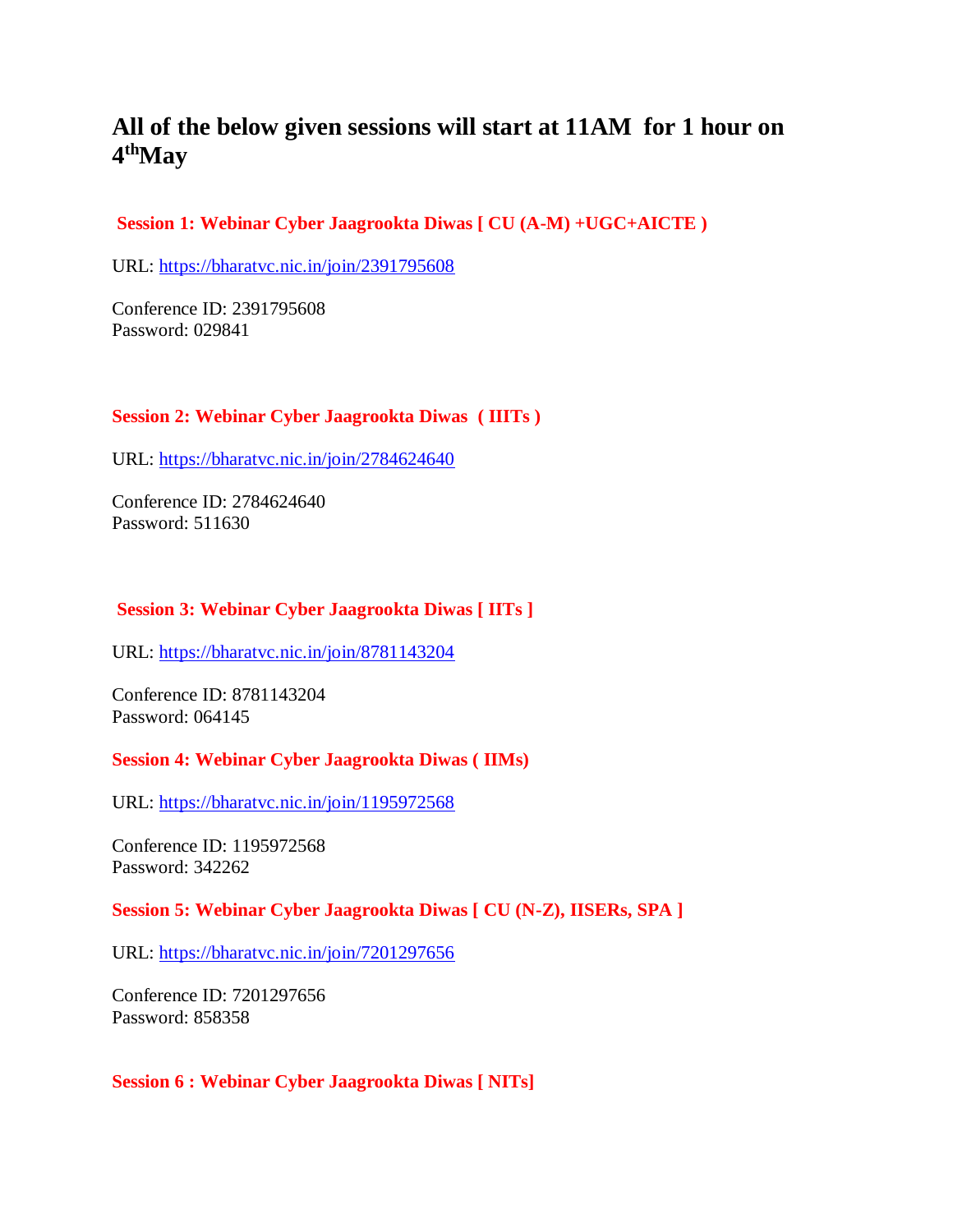## All of the below given sessions will start at 11AM for 1 hour on 4th May

**Session 1: Webinar Cyber Jaagrookta Diwas [ CU (A-M) +UGC+AICTE )**

URL: https://bharatvc.nic.in/join/2391795608

Conference ID: 2391795608
Password: 029841

**Session 2: Webinar Cyber Jaagrookta Diwas ( IIITs )**

URL: https://bharatvc.nic.in/join/2784624640

Conference ID: 2784624640
Password: 511630

**Session 3: Webinar Cyber Jaagrookta Diwas [ IITs ]**

URL: https://bharatvc.nic.in/join/8781143204

Conference ID: 8781143204
Password: 064145

**Session 4: Webinar Cyber Jaagrookta Diwas ( IIMs)**

URL: https://bharatvc.nic.in/join/1195972568

Conference ID: 1195972568
Password: 342262

**Session 5: Webinar Cyber Jaagrookta Diwas [ CU (N-Z), IISERs, SPA ]**

URL: https://bharatvc.nic.in/join/7201297656

Conference ID: 7201297656
Password: 858358

**Session 6 : Webinar Cyber Jaagrookta Diwas [ NITs]**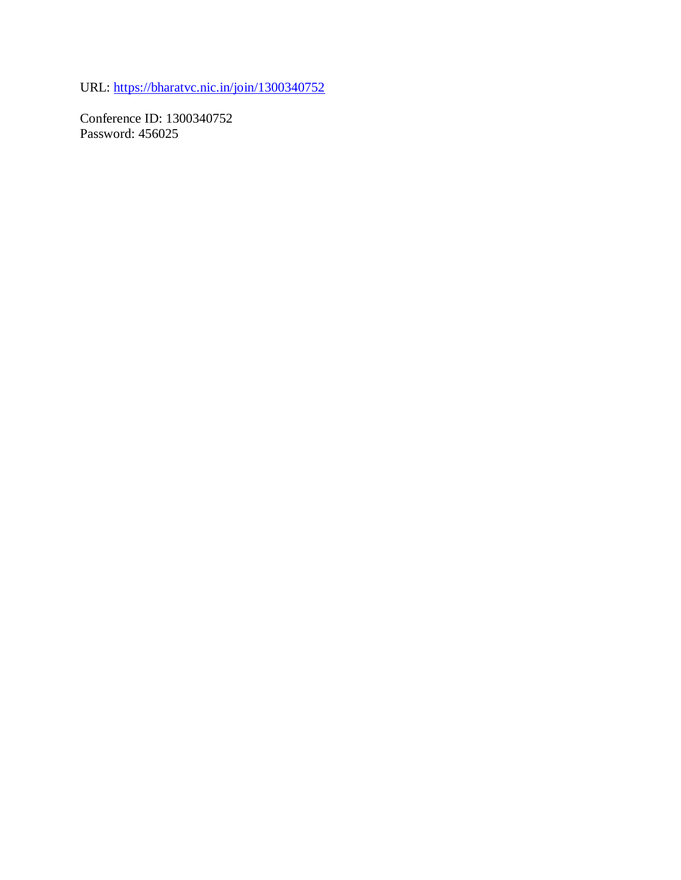URL: [https://bharatvc.nic.in/join/1300340752](https://bharatvc.nic.in/join/1300340752)

Conference ID: 1300340752
Password: 456025